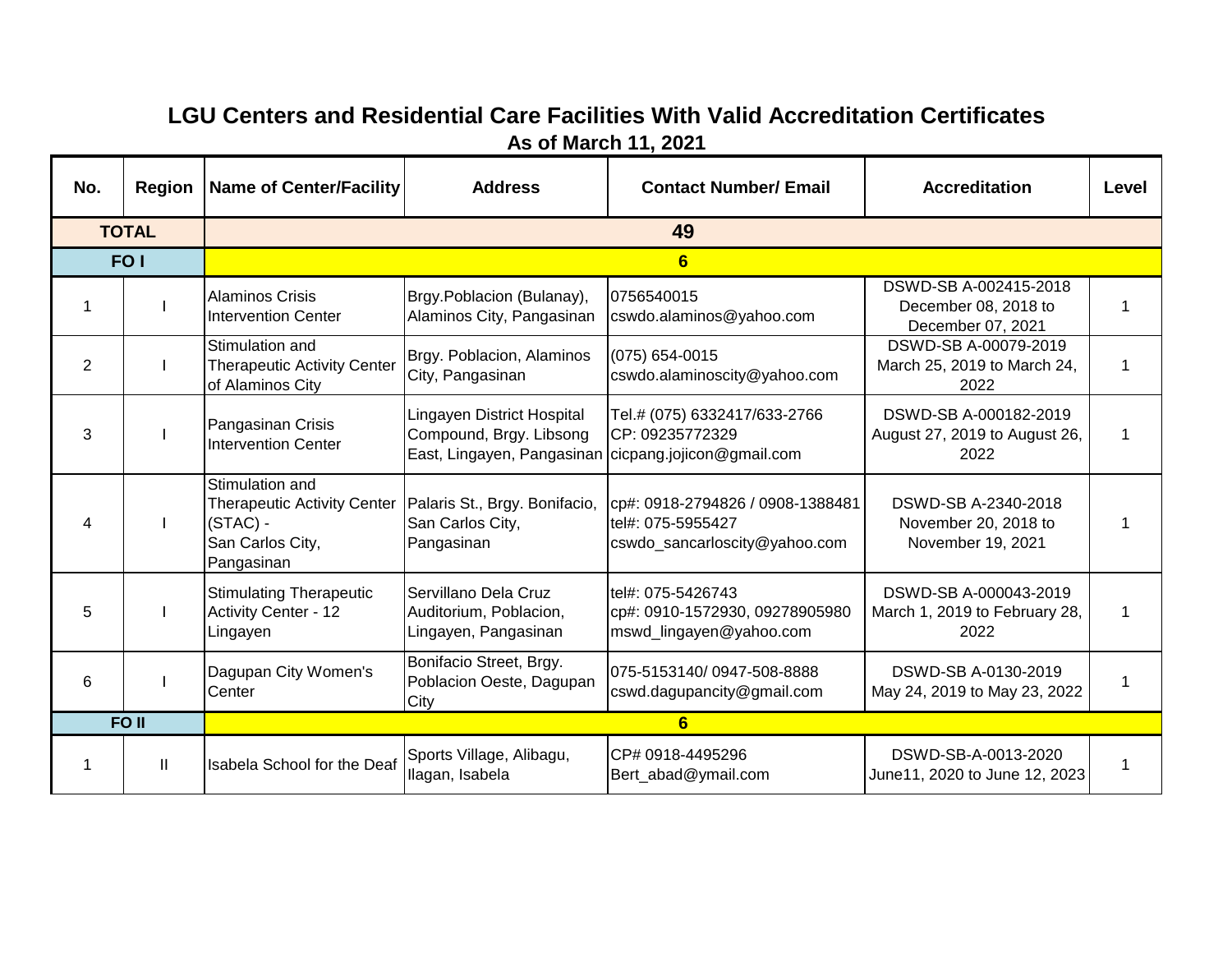# LGU Centers and Residential Care Facilities With Valid Accreditation Certificates

## As of March 11, 2021

| No. | Region | Name of Center/Facility | Address | Contact Number/ Email | Accreditation | Level |
|---|---|---|---|---|---|---|
| **TOTAL** | | **49** | | | | |
| **FO I** | | **6** | | | | |
| 1 | I | Alaminos Crisis Intervention Center | Brgy.Poblacion (Bulanay), Alaminos City, Pangasinan | 0756540015<br>cswdo.alaminos@yahoo.com | DSWD-SB A-002415-2018<br>December 08, 2018 to December 07, 2021 | 1 |
| 2 | I | Stimulation and Therapeutic Activity Center of Alaminos City | Brgy. Poblacion, Alaminos City, Pangasinan | (075) 654-0015<br>cswdo.alaminoscity@yahoo.com | DSWD-SB A-00079-2019<br>March 25, 2019 to March 24, 2022 | 1 |
| 3 | I | Pangasinan Crisis Intervention Center | Lingayen District Hospital Compound, Brgy. Libsong East, Lingayen, Pangasinan | Tel.# (075) 6332417/633-2766<br>CP: 09235772329<br>cicpang.jojicon@gmail.com | DSWD-SB A-000182-2019<br>August 27, 2019 to August 26, 2022 | 1 |
| 4 | I | Stimulation and Therapeutic Activity Center (STAC) -<br>San Carlos City, Pangasinan | Palaris St., Brgy. Bonifacio, San Carlos City, Pangasinan | cp#: 0918-2794826 / 0908-1388481<br>tel#: 075-5955427<br>cswdo_sancarloscity@yahoo.com | DSWD-SB A-2340-2018<br>November 20, 2018 to November 19, 2021 | 1 |
| 5 | I | Stimulating Therapeutic Activity Center - 12 Lingayen | Servillano Dela Cruz Auditorium, Poblacion, Lingayen, Pangasinan | tel#: 075-5426743<br>cp#: 0910-1572930, 09278905980<br>mswd_lingayen@yahoo.com | DSWD-SB A-000043-2019<br>March 1, 2019 to February 28, 2022 | 1 |
| 6 | I | Dagupan City Women's Center | Bonifacio Street, Brgy. Poblacion Oeste, Dagupan City | 075-5153140/ 0947-508-8888<br>cswd.dagupancity@gmail.com | DSWD-SB A-0130-2019<br>May 24, 2019 to May 23, 2022 | 1 |
| **FO II** | | **6** | | | | |
| 1 | II | Isabela School for the Deaf | Sports Village, Alibagu, Ilagan, Isabela | CP# 0918-4495296<br>Bert_abad@ymail.com | DSWD-SB-A-0013-2020<br>June11, 2020 to June 12, 2023 | 1 |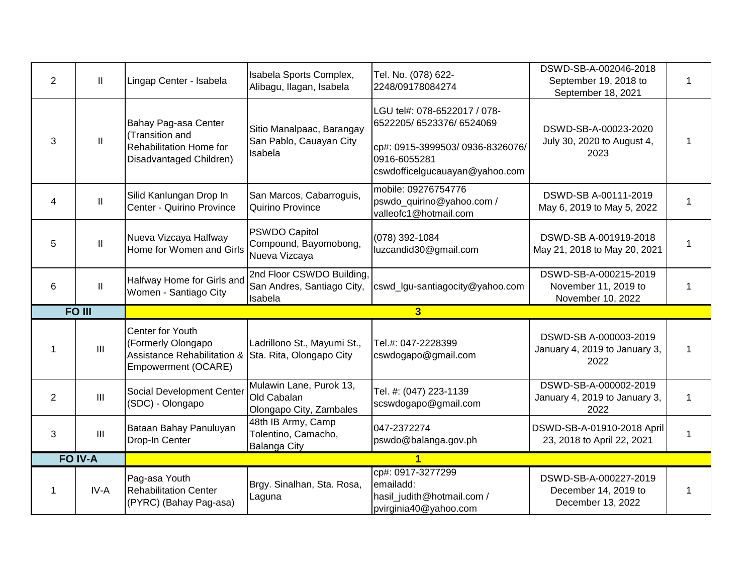| | | | | | | |
|---|---|---|---|---|---|---|
| 2 | II | Lingap Center - Isabela | Isabela Sports Complex, Alibagu, Ilagan, Isabela | Tel. No. (078) 622-2248/09178084274 | DSWD-SB-A-002046-2018 September 19, 2018 to September 18, 2021 | 1 |
| 3 | II | Bahay Pag-asa Center (Transition and Rehabilitation Home for Disadvantaged Children) | Sitio Manalpaac, Barangay San Pablo, Cauayan City Isabela | LGU tel#: 078-6522017 / 078-6522205/ 6523376/ 6524069 cp#: 0915-3999503/ 0936-8326076/ 0916-6055281 cswdofficelgucauayan@yahoo.com | DSWD-SB-A-00023-2020 July 30, 2020 to August 4, 2023 | 1 |
| 4 | II | Silid Kanlungan Drop In Center - Quirino Province | San Marcos, Cabarroguis, Quirino Province | mobile: 09276754776 pswdo_quirino@yahoo.com / valleofc1@hotmail.com | DSWD-SB A-00111-2019 May 6, 2019 to May 5, 2022 | 1 |
| 5 | II | Nueva Vizcaya Halfway Home for Women and Girls | PSWDO Capitol Compound, Bayomobong, Nueva Vizcaya | (078) 392-1084 luzcandid30@gmail.com | DSWD-SB A-001919-2018 May 21, 2018 to May 20, 2021 | 1 |
| 6 | II | Halfway Home for Girls and Women - Santiago City | 2nd Floor CSWDO Building, San Andres, Santiago City, Isabela | cswd_lgu-santiagocity@yahoo.com | DSWD-SB-A-000215-2019 November 11, 2019 to November 10, 2022 | 1 |
| **FO III** | | **3** | | | | |
| 1 | III | Center for Youth (Formerly Olongapo Assistance Rehabilitation & Empowerment (OCARE) | Ladrillono St., Mayumi St., Sta. Rita, Olongapo City | Tel.#: 047-2228399 cswdogapo@gmail.com | DSWD-SB A-000003-2019 January 4, 2019 to January 3, 2022 | 1 |
| 2 | III | Social Development Center (SDC) - Olongapo | Mulawin Lane, Purok 13, Old Cabalan Olongapo City, Zambales | Tel. #: (047) 223-1139 scswdogapo@gmail.com | DSWD-SB-A-000002-2019 January 4, 2019 to January 3, 2022 | 1 |
| 3 | III | Bataan Bahay Panuluyan Drop-In Center | 48th IB Army, Camp Tolentino, Camacho, Balanga City | 047-2372274 pswdo@balanga.gov.ph | DSWD-SB-A-01910-2018 April 23, 2018 to April 22, 2021 | 1 |
| **FO IV-A** | | **1** | | | | |
| 1 | IV-A | Pag-asa Youth Rehabilitation Center (PYRC) (Bahay Pag-asa) | Brgy. Sinalhan, Sta. Rosa, Laguna | cp#: 0917-3277299 emailadd: hasil_judith@hotmail.com / pvirginia40@yahoo.com | DSWD-SB-A-000227-2019 December 14, 2019 to December 13, 2022 | 1 |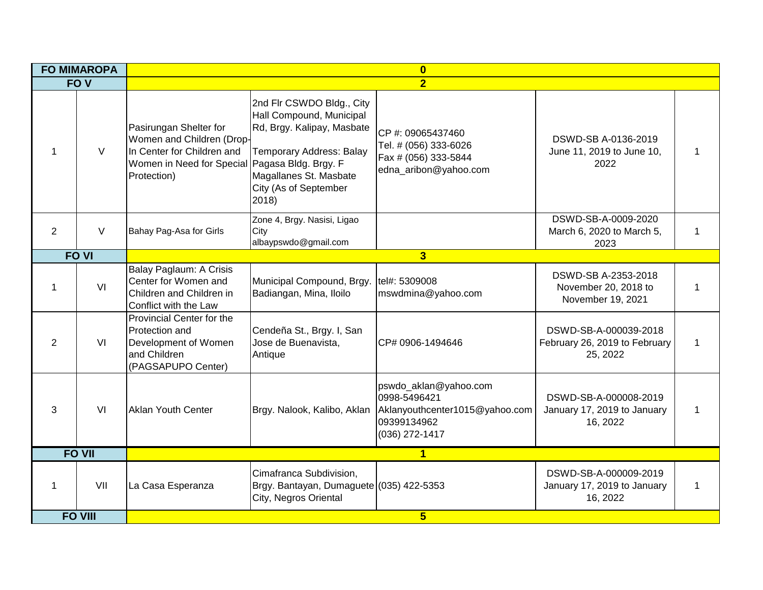| | | | | | | |
|---|---|---|---|---|---|---|
| **FO MIMAROPA** | | **0** | | | | |
| **FO V** | | **2** | | | | |
| 1 | V | Pasirungan Shelter for Women and Children (Drop-In Center for Children and Women in Need for Special Protection) | 2nd Flr CSWDO Bldg., City Hall Compound, Municipal Rd, Brgy. Kalipay, Masbate<br><br>Temporary Address: Balay Pagasa Bldg. Brgy. F Magallanes St. Masbate City (As of September 2018) | CP #: 09065437460<br>Tel. # (056) 333-6026<br>Fax # (056) 333-5844<br>edna_aribon@yahoo.com | DSWD-SB A-0136-2019 June 11, 2019 to June 10, 2022 | 1 |
| 2 | V | Bahay Pag-Asa for Girls | Zone 4, Brgy. Nasisi, Ligao City<br>albaypswdo@gmail.com | | DSWD-SB-A-0009-2020 March 6, 2020 to March 5, 2023 | 1 |
| **FO VI** | | **3** | | | | |
| 1 | VI | Balay Paglaum: A Crisis Center for Women and Children and Children in Conflict with the Law | Municipal Compound, Brgy. Badiangan, Mina, Iloilo | tel#: 5309008<br>mswdmina@yahoo.com | DSWD-SB A-2353-2018 November 20, 2018 to November 19, 2021 | 1 |
| 2 | VI | Provincial Center for the Protection and Development of Women and Children (PAGSAPUPO Center) | Cendeña St., Brgy. I, San Jose de Buenavista, Antique | CP# 0906-1494646 | DSWD-SB-A-000039-2018 February 26, 2019 to February 25, 2022 | 1 |
| 3 | VI | Aklan Youth Center | Brgy. Nalook, Kalibo, Aklan | pswdo_aklan@yahoo.com<br>0998-5496421<br>Aklanyouthcenter1015@yahoo.com<br>09399134962<br>(036) 272-1417 | DSWD-SB-A-000008-2019 January 17, 2019 to January 16, 2022 | 1 |
| **FO VII** | | **1** | | | | |
| 1 | VII | La Casa Esperanza | Cimafranca Subdivision, Brgy. Bantayan, Dumaguete City, Negros Oriental | (035) 422-5353 | DSWD-SB-A-000009-2019 January 17, 2019 to January 16, 2022 | 1 |
| **FO VIII** | | **5** | | | | |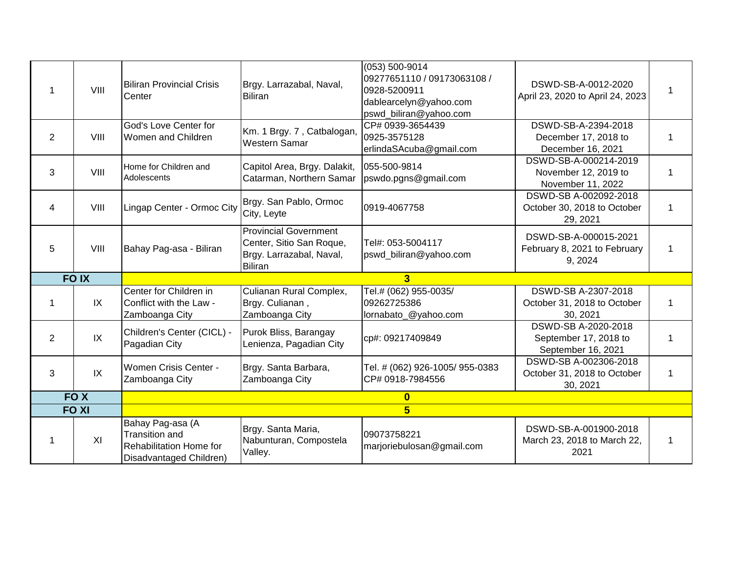| | | | | | | |
|---|---|---|---|---|---|---|
| 1 | VIII | Biliran Provincial Crisis Center | Brgy. Larrazabal, Naval, Biliran | (053) 500-9014<br>09277651110 / 09173063108 / 0928-5200911<br>dablearcelyn@yahoo.com<br>pswd_biliran@yahoo.com | DSWD-SB-A-0012-2020<br>April 23, 2020 to April 24, 2023 | 1 |
| 2 | VIII | God's Love Center for Women and Children | Km. 1 Brgy. 7 , Catbalogan, Western Samar | CP# 0939-3654439<br>0925-3575128<br>erlindaSAcuba@gmail.com | DSWD-SB-A-2394-2018<br>December 17, 2018 to December 16, 2021 | 1 |
| 3 | VIII | Home for Children and Adolescents | Capitol Area, Brgy. Dalakit, Catarman, Northern Samar | 055-500-9814<br>pswdo.pgns@gmail.com | DSWD-SB-A-000214-2019<br>November 12, 2019 to November 11, 2022 | 1 |
| 4 | VIII | Lingap Center - Ormoc City | Brgy. San Pablo, Ormoc City, Leyte | 0919-4067758 | DSWD-SB A-002092-2018<br>October 30, 2018 to October 29, 2021 | 1 |
| 5 | VIII | Bahay Pag-asa - Biliran | Provincial Government Center, Sitio San Roque, Brgy. Larrazabal, Naval, Biliran | Tel#: 053-5004117<br>pswd_biliran@yahoo.com | DSWD-SB-A-000015-2021<br>February 8, 2021 to February 9, 2024 | 1 |
| **FO IX** | | **3** | | | | |
| 1 | IX | Center for Children in Conflict with the Law - Zamboanga City | Culianan Rural Complex, Brgy. Culianan , Zamboanga City | Tel.# (062) 955-0035/ 09262725386<br>lornabato_@yahoo.com | DSWD-SB A-2307-2018<br>October 31, 2018 to October 30, 2021 | 1 |
| 2 | IX | Children's Center (CICL) - Pagadian City | Purok Bliss, Barangay Lenienza, Pagadian City | cp#: 09217409849 | DSWD-SB A-2020-2018<br>September 17, 2018 to September 16, 2021 | 1 |
| 3 | IX | Women Crisis Center - Zamboanga City | Brgy. Santa Barbara, Zamboanga City | Tel. # (062) 926-1005/ 955-0383<br>CP# 0918-7984556 | DSWD-SB A-002306-2018<br>October 31, 2018 to October 30, 2021 | 1 |
| **FO X** | | **0** | | | | |
| **FO XI** | | **5** | | | | |
| 1 | XI | Bahay Pag-asa (A Transition and Rehabilitation Home for Disadvantaged Children) | Brgy. Santa Maria, Nabunturan, Compostela Valley. | 09073758221<br>marjoriebulosan@gmail.com | DSWD-SB-A-001900-2018<br>March 23, 2018 to March 22, 2021 | 1 |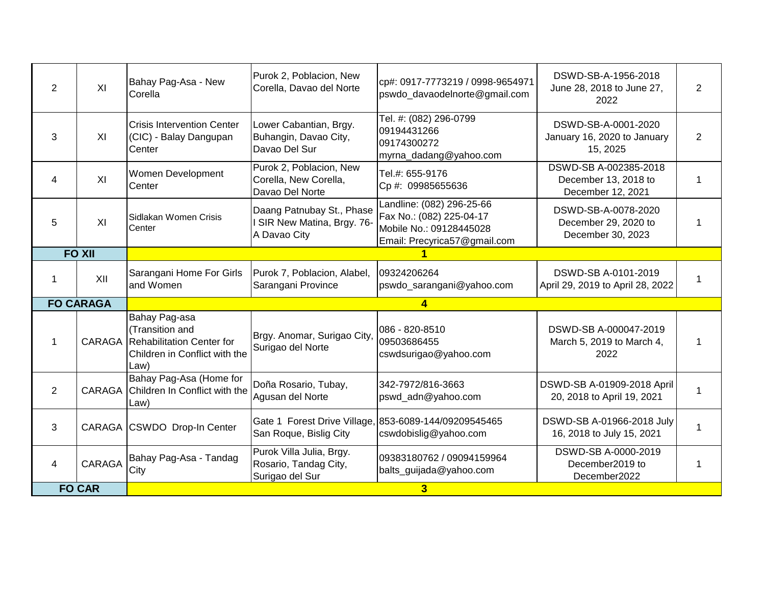| 2 | XI | Bahay Pag-Asa - New Corella | Purok 2, Poblacion, New Corella, Davao del Norte | cp#: 0917-7773219 / 0998-9654971 pswdo_davaodelnorte@gmail.com | DSWD-SB-A-1956-2018 June 28, 2018 to June 27, 2022 | 2 |
|---|---|---|---|---|---|---|
| 3 | XI | Crisis Intervention Center (CIC) - Balay Dangupan Center | Lower Cabantian, Brgy. Buhangin, Davao City, Davao Del Sur | Tel. #: (082) 296-0799 09194431266 09174300272 myrna_dadang@yahoo.com | DSWD-SB-A-0001-2020 January 16, 2020 to January 15, 2025 | 2 |
| 4 | XI | Women Development Center | Purok 2, Poblacion, New Corella, New Corella, Davao Del Norte | Tel.#: 655-9176 Cp #: 09985655636 | DSWD-SB A-002385-2018 December 13, 2018 to December 12, 2021 | 1 |
| 5 | XI | Sidlakan Women Crisis Center | Daang Patnubay St., Phase I SIR New Matina, Brgy. 76-A Davao City | Landline: (082) 296-25-66 Fax No.: (082) 225-04-17 Mobile No.: 09128445028 Email: Precyrica57@gmail.com | DSWD-SB-A-0078-2020 December 29, 2020 to December 30, 2023 | 1 |
| **FO XII** | | **1** | | | | |
| 1 | XII | Sarangani Home For Girls and Women | Purok 7, Poblacion, Alabel, Sarangani Province | 09324206264 pswdo_sarangani@yahoo.com | DSWD-SB A-0101-2019 April 29, 2019 to April 28, 2022 | 1 |
| **FO CARAGA** | | **4** | | | | |
| 1 | CARAGA | Bahay Pag-asa (Transition and Rehabilitation Center for Children in Conflict with the Law) | Brgy. Anomar, Surigao City, Surigao del Norte | 086 - 820-8510 09503686455 cswdsurigao@yahoo.com | DSWD-SB A-000047-2019 March 5, 2019 to March 4, 2022 | 1 |
| 2 | CARAGA | Bahay Pag-Asa (Home for Children In Conflict with the Law) | Doña Rosario, Tubay, Agusan del Norte | 342-7972/816-3663 pswd_adn@yahoo.com | DSWD-SB A-01909-2018 April 20, 2018 to April 19, 2021 | 1 |
| 3 | CARAGA | CSWDO Drop-In Center | Gate 1 Forest Drive Village, San Roque, Bislig City | 853-6089-144/09209545465 cswdobislig@yahoo.com | DSWD-SB A-01966-2018 July 16, 2018 to July 15, 2021 | 1 |
| 4 | CARAGA | Bahay Pag-Asa - Tandag City | Purok Villa Julia, Brgy. Rosario, Tandag City, Surigao del Sur | 09383180762 / 09094159964 balts_guijada@yahoo.com | DSWD-SB A-0000-2019 December2019 to December2022 | 1 |
| **FO CAR** | | **3** | | | | |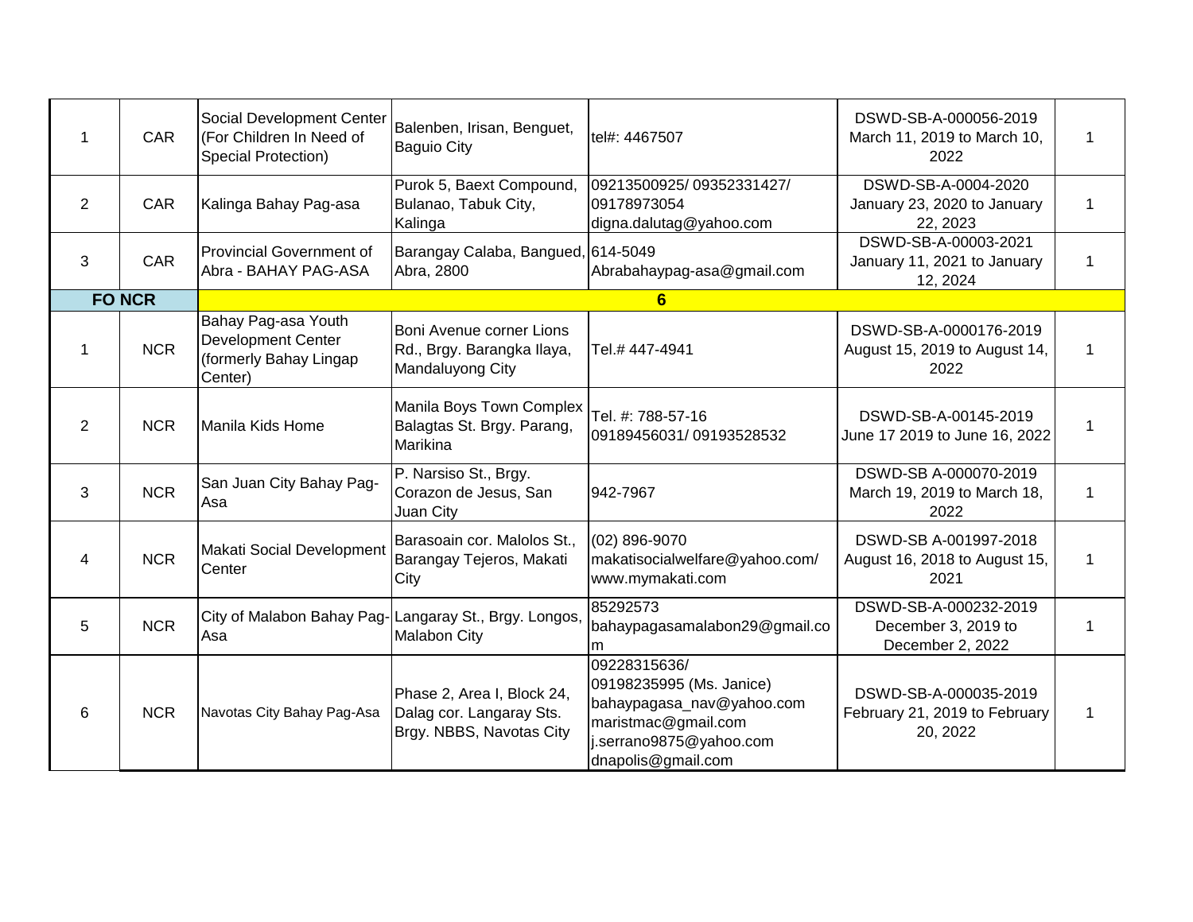| | | | | | | |
|---|---|---|---|---|---|---|
| 1 | CAR | Social Development Center (For Children In Need of Special Protection) | Balenben, Irisan, Benguet, Baguio City | tel#: 4467507 | DSWD-SB-A-000056-2019 March 11, 2019 to March 10, 2022 | 1 |
| 2 | CAR | Kalinga Bahay Pag-asa | Purok 5, Baext Compound, Bulanao, Tabuk City, Kalinga | 09213500925/ 09352331427/ 09178973054 digna.dalutag@yahoo.com | DSWD-SB-A-0004-2020 January 23, 2020 to January 22, 2023 | 1 |
| 3 | CAR | Provincial Government of Abra - BAHAY PAG-ASA | Barangay Calaba, Bangued, Abra, 2800 | 614-5049 Abrabahaypag-asa@gmail.com | DSWD-SB-A-00003-2021 January 11, 2021 to January 12, 2024 | 1 |
| **FO NCR** | | **6** | | | | |
| 1 | NCR | Bahay Pag-asa Youth Development Center (formerly Bahay Lingap Center) | Boni Avenue corner Lions Rd., Brgy. Barangka Ilaya, Mandaluyong City | Tel.# 447-4941 | DSWD-SB-A-0000176-2019 August 15, 2019 to August 14, 2022 | 1 |
| 2 | NCR | Manila Kids Home | Manila Boys Town Complex Balagtas St. Brgy. Parang, Marikina | Tel. #: 788-57-16 09189456031/ 09193528532 | DSWD-SB-A-00145-2019 June 17 2019 to June 16, 2022 | 1 |
| 3 | NCR | San Juan City Bahay Pag-Asa | P. Narsiso St., Brgy. Corazon de Jesus, San Juan City | 942-7967 | DSWD-SB A-000070-2019 March 19, 2019 to March 18, 2022 | 1 |
| 4 | NCR | Makati Social Development Center | Barasoain cor. Malolos St., Barangay Tejeros, Makati City | (02) 896-9070 makatisocialwelfare@yahoo.com/ www.mymakati.com | DSWD-SB A-001997-2018 August 16, 2018 to August 15, 2021 | 1 |
| 5 | NCR | City of Malabon Bahay Pag-Asa | Langaray St., Brgy. Longos, Malabon City | 85292573 bahaypagasamalabon29@gmail.com | DSWD-SB-A-000232-2019 December 3, 2019 to December 2, 2022 | 1 |
| 6 | NCR | Navotas City Bahay Pag-Asa | Phase 2, Area I, Block 24, Dalag cor. Langaray Sts. Brgy. NBBS, Navotas City | 09228315636/ 09198235995 (Ms. Janice) bahaypagasa_nav@yahoo.com maristmac@gmail.com j.serrano9875@yahoo.com dnapolis@gmail.com | DSWD-SB-A-000035-2019 February 21, 2019 to February 20, 2022 | 1 |